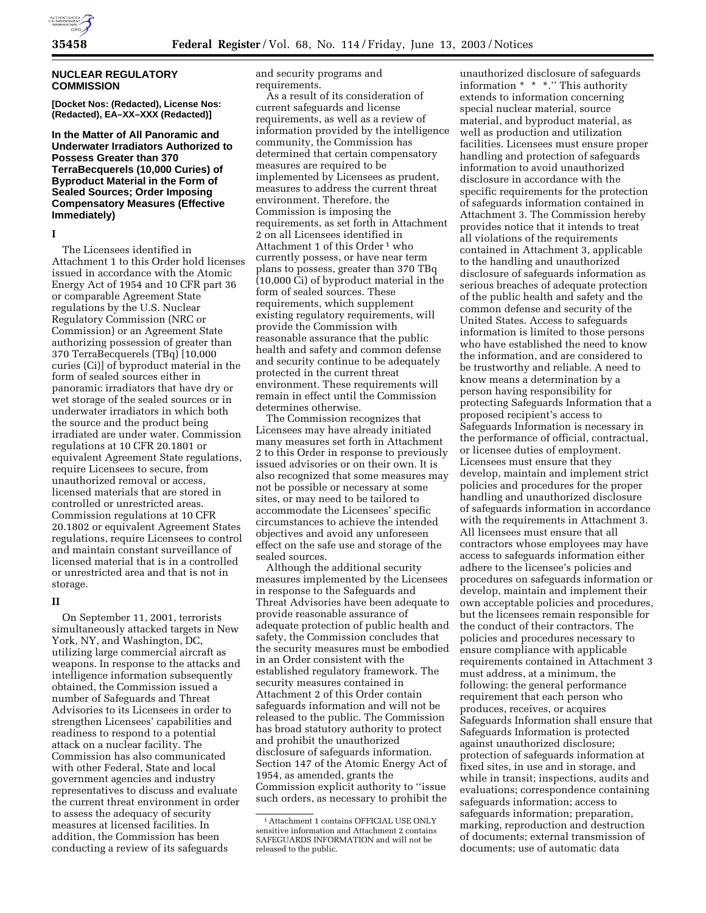## NUCLEAR REGULATORY COMMISSION

**[Docket Nos: (Redacted), License Nos: (Redacted), EA–XX–XXX (Redacted)]**

### In the Matter of All Panoramic and Underwater Irradiators Authorized to Possess Greater than 370 TerraBecquerels (10,000 Curies) of Byproduct Material in the Form of Sealed Sources; Order Imposing Compensatory Measures (Effective Immediately)

#### I

The Licensees identified in Attachment 1 to this Order hold licenses issued in accordance with the Atomic Energy Act of 1954 and 10 CFR part 36 or comparable Agreement State regulations by the U.S. Nuclear Regulatory Commission (NRC or Commission) or an Agreement State authorizing possession of greater than 370 TerraBecquerels (TBq) [10,000 curies (Ci)] of byproduct material in the form of sealed sources either in panoramic irradiators that have dry or wet storage of the sealed sources or in underwater irradiators in which both the source and the product being irradiated are under water. Commission regulations at 10 CFR 20.1801 or equivalent Agreement State regulations, require Licensees to secure, from unauthorized removal or access, licensed materials that are stored in controlled or unrestricted areas. Commission regulations at 10 CFR 20.1802 or equivalent Agreement States regulations, require Licensees to control and maintain constant surveillance of licensed material that is in a controlled or unrestricted area and that is not in storage.

#### II

On September 11, 2001, terrorists simultaneously attacked targets in New York, NY, and Washington, DC, utilizing large commercial aircraft as weapons. In response to the attacks and intelligence information subsequently obtained, the Commission issued a number of Safeguards and Threat Advisories to its Licensees in order to strengthen Licensees' capabilities and readiness to respond to a potential attack on a nuclear facility. The Commission has also communicated with other Federal, State and local government agencies and industry representatives to discuss and evaluate the current threat environment in order to assess the adequacy of security measures at licensed facilities. In addition, the Commission has been conducting a review of its safeguards and security programs and requirements.

As a result of its consideration of current safeguards and license requirements, as well as a review of information provided by the intelligence community, the Commission has determined that certain compensatory measures are required to be implemented by Licensees as prudent, measures to address the current threat environment. Therefore, the Commission is imposing the requirements, as set forth in Attachment 2 on all Licensees identified in Attachment 1 of this Order[1] who currently possess, or have near term plans to possess, greater than 370 TBq (10,000 Ci) of byproduct material in the form of sealed sources. These requirements, which supplement existing regulatory requirements, will provide the Commission with reasonable assurance that the public health and safety and common defense and security continue to be adequately protected in the current threat environment. These requirements will remain in effect until the Commission determines otherwise.

The Commission recognizes that Licensees may have already initiated many measures set forth in Attachment 2 to this Order in response to previously issued advisories or on their own. It is also recognized that some measures may not be possible or necessary at some sites, or may need to be tailored to accommodate the Licensees' specific circumstances to achieve the intended objectives and avoid any unforeseen effect on the safe use and storage of the sealed sources.

Although the additional security measures implemented by the Licensees in response to the Safeguards and Threat Advisories have been adequate to provide reasonable assurance of adequate protection of public health and safety, the Commission concludes that the security measures must be embodied in an Order consistent with the established regulatory framework. The security measures contained in Attachment 2 of this Order contain safeguards information and will not be released to the public. The Commission has broad statutory authority to protect and prohibit the unauthorized disclosure of safeguards information. Section 147 of the Atomic Energy Act of 1954, as amended, grants the Commission explicit authority to ''issue such orders, as necessary to prohibit the unauthorized disclosure of safeguards information * * *.'' This authority extends to information concerning special nuclear material, source material, and byproduct material, as well as production and utilization facilities. Licensees must ensure proper handling and protection of safeguards information to avoid unauthorized disclosure in accordance with the specific requirements for the protection of safeguards information contained in Attachment 3. The Commission hereby provides notice that it intends to treat all violations of the requirements contained in Attachment 3, applicable to the handling and unauthorized disclosure of safeguards information as serious breaches of adequate protection of the public health and safety and the common defense and security of the United States. Access to safeguards information is limited to those persons who have established the need to know the information, and are considered to be trustworthy and reliable. A need to know means a determination by a person having responsibility for protecting Safeguards Information that a proposed recipient's access to Safeguards Information is necessary in the performance of official, contractual, or licensee duties of employment. Licensees must ensure that they develop, maintain and implement strict policies and procedures for the proper handling and unauthorized disclosure of safeguards information in accordance with the requirements in Attachment 3. All licensees must ensure that all contractors whose employees may have access to safeguards information either adhere to the licensee's policies and procedures on safeguards information or develop, maintain and implement their own acceptable policies and procedures, but the licensees remain responsible for the conduct of their contractors. The policies and procedures necessary to ensure compliance with applicable requirements contained in Attachment 3 must address, at a minimum, the following: the general performance requirement that each person who produces, receives, or acquires Safeguards Information shall ensure that Safeguards Information is protected against unauthorized disclosure; protection of safeguards information at fixed sites, in use and in storage, and while in transit; inspections, audits and evaluations; correspondence containing safeguards information; access to safeguards information; preparation, marking, reproduction and destruction of documents; external transmission of documents; use of automatic data

[1] Attachment 1 contains OFFICIAL USE ONLY sensitive information and Attachment 2 contains SAFEGUARDS INFORMATION and will not be released to the public.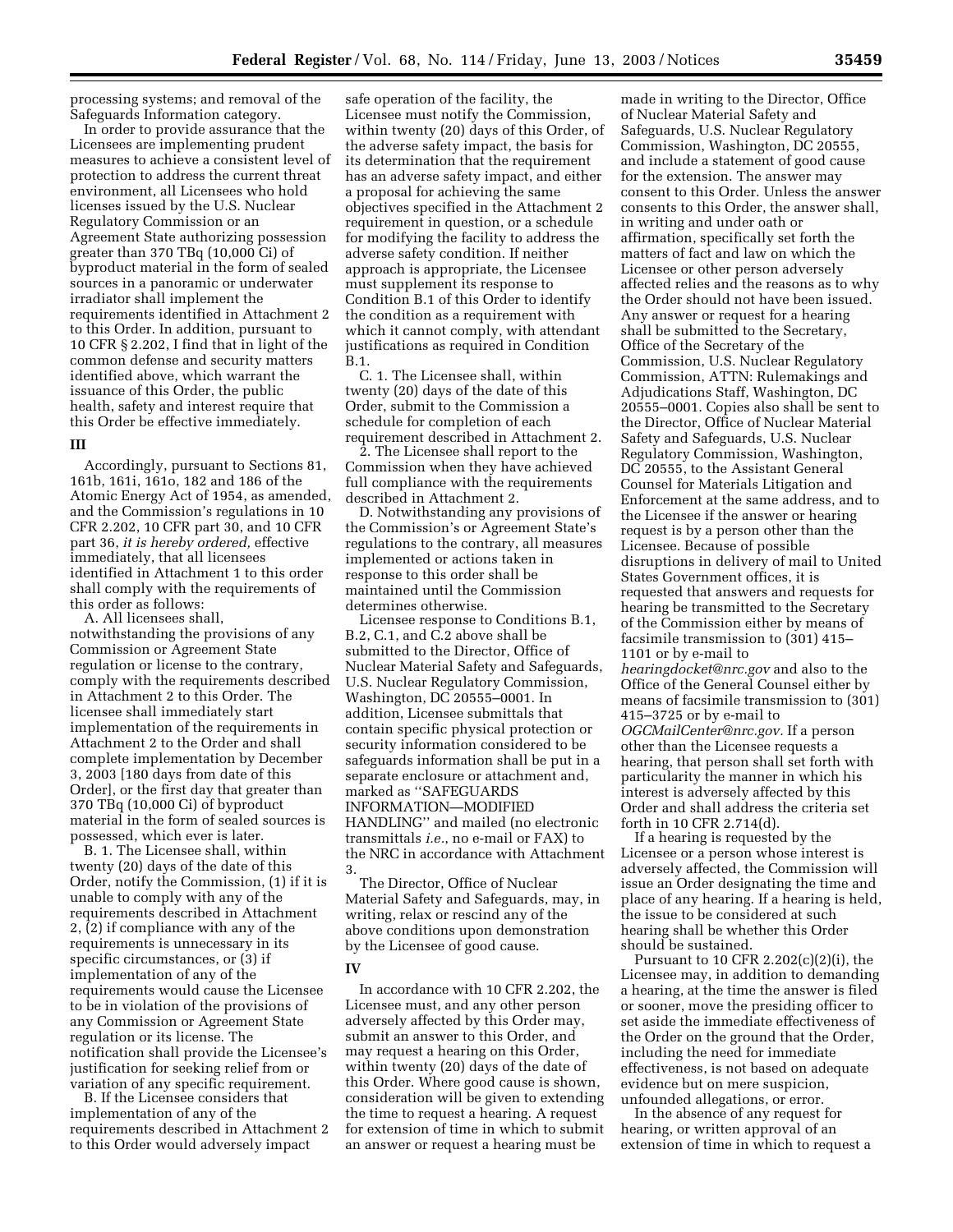processing systems; and removal of the Safeguards Information category.

In order to provide assurance that the Licensees are implementing prudent measures to achieve a consistent level of protection to address the current threat environment, all Licensees who hold licenses issued by the U.S. Nuclear Regulatory Commission or an Agreement State authorizing possession greater than 370 TBq (10,000 Ci) of byproduct material in the form of sealed sources in a panoramic or underwater irradiator shall implement the requirements identified in Attachment 2 to this Order. In addition, pursuant to 10 CFR § 2.202, I find that in light of the common defense and security matters identified above, which warrant the issuance of this Order, the public health, safety and interest require that this Order be effective immediately.

## III

Accordingly, pursuant to Sections 81, 161b, 161i, 161o, 182 and 186 of the Atomic Energy Act of 1954, as amended, and the Commission's regulations in 10 CFR 2.202, 10 CFR part 30, and 10 CFR part 36, *it is hereby ordered,* effective immediately, that all licensees identified in Attachment 1 to this order shall comply with the requirements of this order as follows:

A. All licensees shall, notwithstanding the provisions of any Commission or Agreement State regulation or license to the contrary, comply with the requirements described in Attachment 2 to this Order. The licensee shall immediately start implementation of the requirements in Attachment 2 to the Order and shall complete implementation by December 3, 2003 [180 days from date of this Order], or the first day that greater than 370 TBq (10,000 Ci) of byproduct material in the form of sealed sources is possessed, which ever is later.

B. 1. The Licensee shall, within twenty (20) days of the date of this Order, notify the Commission, (1) if it is unable to comply with any of the requirements described in Attachment 2, (2) if compliance with any of the requirements is unnecessary in its specific circumstances, or (3) if implementation of any of the requirements would cause the Licensee to be in violation of the provisions of any Commission or Agreement State regulation or its license. The notification shall provide the Licensee's justification for seeking relief from or variation of any specific requirement.

B. If the Licensee considers that implementation of any of the requirements described in Attachment 2 to this Order would adversely impact safe operation of the facility, the Licensee must notify the Commission, within twenty (20) days of this Order, of the adverse safety impact, the basis for its determination that the requirement has an adverse safety impact, and either a proposal for achieving the same objectives specified in the Attachment 2 requirement in question, or a schedule for modifying the facility to address the adverse safety condition. If neither approach is appropriate, the Licensee must supplement its response to Condition B.1 of this Order to identify the condition as a requirement with which it cannot comply, with attendant justifications as required in Condition B.1.

C. 1. The Licensee shall, within twenty (20) days of the date of this Order, submit to the Commission a schedule for completion of each requirement described in Attachment 2.

2. The Licensee shall report to the Commission when they have achieved full compliance with the requirements described in Attachment 2.

D. Notwithstanding any provisions of the Commission's or Agreement State's regulations to the contrary, all measures implemented or actions taken in response to this order shall be maintained until the Commission determines otherwise.

Licensee response to Conditions B.1, B.2, C.1, and C.2 above shall be submitted to the Director, Office of Nuclear Material Safety and Safeguards, U.S. Nuclear Regulatory Commission, Washington, DC 20555–0001. In addition, Licensee submittals that contain specific physical protection or security information considered to be safeguards information shall be put in a separate enclosure or attachment and, marked as ''SAFEGUARDS INFORMATION—MODIFIED HANDLING'' and mailed (no electronic transmittals *i.e.,* no e-mail or FAX) to the NRC in accordance with Attachment 3.

The Director, Office of Nuclear Material Safety and Safeguards, may, in writing, relax or rescind any of the above conditions upon demonstration by the Licensee of good cause.

## IV

In accordance with 10 CFR 2.202, the Licensee must, and any other person adversely affected by this Order may, submit an answer to this Order, and may request a hearing on this Order, within twenty (20) days of the date of this Order. Where good cause is shown, consideration will be given to extending the time to request a hearing. A request for extension of time in which to submit an answer or request a hearing must be made in writing to the Director, Office of Nuclear Material Safety and Safeguards, U.S. Nuclear Regulatory Commission, Washington, DC 20555, and include a statement of good cause for the extension. The answer may consent to this Order. Unless the answer consents to this Order, the answer shall, in writing and under oath or affirmation, specifically set forth the matters of fact and law on which the Licensee or other person adversely affected relies and the reasons as to why the Order should not have been issued. Any answer or request for a hearing shall be submitted to the Secretary, Office of the Secretary of the Commission, U.S. Nuclear Regulatory Commission, ATTN: Rulemakings and Adjudications Staff, Washington, DC 20555–0001. Copies also shall be sent to the Director, Office of Nuclear Material Safety and Safeguards, U.S. Nuclear Regulatory Commission, Washington, DC 20555, to the Assistant General Counsel for Materials Litigation and Enforcement at the same address, and to the Licensee if the answer or hearing request is by a person other than the Licensee. Because of possible disruptions in delivery of mail to United States Government offices, it is requested that answers and requests for hearing be transmitted to the Secretary of the Commission either by means of facsimile transmission to (301) 415–1101 or by e-mail to *hearingdocket@nrc.gov* and also to the Office of the General Counsel either by means of facsimile transmission to (301) 415–3725 or by e-mail to *OGCMailCenter@nrc.gov.* If a person other than the Licensee requests a hearing, that person shall set forth with particularity the manner in which his interest is adversely affected by this Order and shall address the criteria set forth in 10 CFR 2.714(d).

If a hearing is requested by the Licensee or a person whose interest is adversely affected, the Commission will issue an Order designating the time and place of any hearing. If a hearing is held, the issue to be considered at such hearing shall be whether this Order should be sustained.

Pursuant to 10 CFR 2.202(c)(2)(i), the Licensee may, in addition to demanding a hearing, at the time the answer is filed or sooner, move the presiding officer to set aside the immediate effectiveness of the Order on the ground that the Order, including the need for immediate effectiveness, is not based on adequate evidence but on mere suspicion, unfounded allegations, or error.

In the absence of any request for hearing, or written approval of an extension of time in which to request a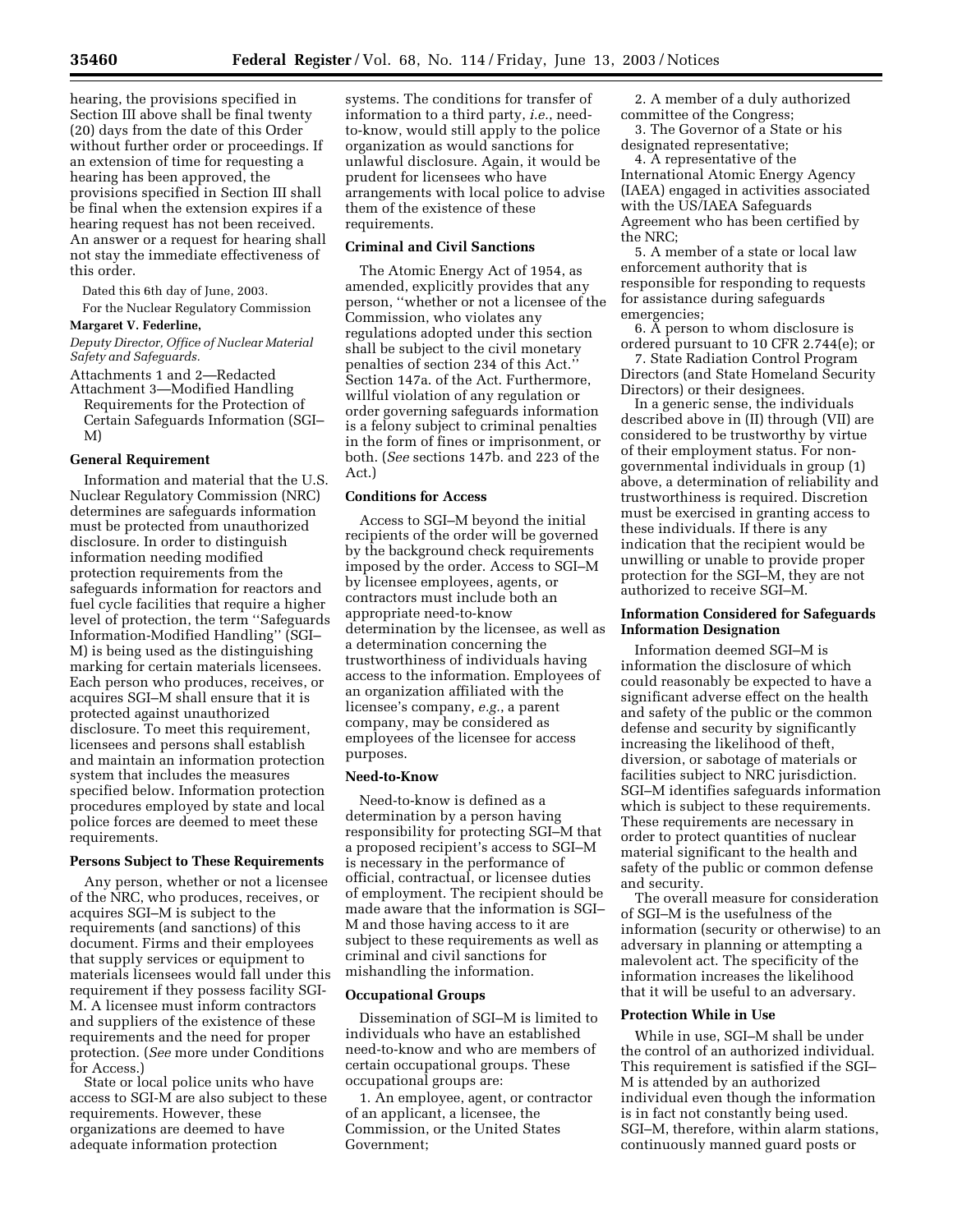hearing, the provisions specified in Section III above shall be final twenty (20) days from the date of this Order without further order or proceedings. If an extension of time for requesting a hearing has been approved, the provisions specified in Section III shall be final when the extension expires if a hearing request has not been received. An answer or a request for hearing shall not stay the immediate effectiveness of this order.

Dated this 6th day of June, 2003.

For the Nuclear Regulatory Commission

**Margaret V. Federline,**

*Deputy Director, Office of Nuclear Material Safety and Safeguards.*

Attachments 1 and 2—Redacted

Attachment 3—Modified Handling Requirements for the Protection of Certain Safeguards Information (SGI–M)

**General Requirement**

Information and material that the U.S. Nuclear Regulatory Commission (NRC) determines are safeguards information must be protected from unauthorized disclosure. In order to distinguish information needing modified protection requirements from the safeguards information for reactors and fuel cycle facilities that require a higher level of protection, the term ''Safeguards Information-Modified Handling'' (SGI–M) is being used as the distinguishing marking for certain materials licensees. Each person who produces, receives, or acquires SGI–M shall ensure that it is protected against unauthorized disclosure. To meet this requirement, licensees and persons shall establish and maintain an information protection system that includes the measures specified below. Information protection procedures employed by state and local police forces are deemed to meet these requirements.

**Persons Subject to These Requirements**

Any person, whether or not a licensee of the NRC, who produces, receives, or acquires SGI–M is subject to the requirements (and sanctions) of this document. Firms and their employees that supply services or equipment to materials licensees would fall under this requirement if they possess facility SGI-M. A licensee must inform contractors and suppliers of the existence of these requirements and the need for proper protection. (*See* more under Conditions for Access.)

State or local police units who have access to SGI-M are also subject to these requirements. However, these organizations are deemed to have adequate information protection systems. The conditions for transfer of information to a third party, *i.e.*, need-to-know, would still apply to the police organization as would sanctions for unlawful disclosure. Again, it would be prudent for licensees who have arrangements with local police to advise them of the existence of these requirements.

**Criminal and Civil Sanctions**

The Atomic Energy Act of 1954, as amended, explicitly provides that any person, ''whether or not a licensee of the Commission, who violates any regulations adopted under this section shall be subject to the civil monetary penalties of section 234 of this Act.'' Section 147a. of the Act. Furthermore, willful violation of any regulation or order governing safeguards information is a felony subject to criminal penalties in the form of fines or imprisonment, or both. (*See* sections 147b. and 223 of the Act.)

**Conditions for Access**

Access to SGI–M beyond the initial recipients of the order will be governed by the background check requirements imposed by the order. Access to SGI–M by licensee employees, agents, or contractors must include both an appropriate need-to-know determination by the licensee, as well as a determination concerning the trustworthiness of individuals having access to the information. Employees of an organization affiliated with the licensee's company, *e.g.*, a parent company, may be considered as employees of the licensee for access purposes.

**Need-to-Know**

Need-to-know is defined as a determination by a person having responsibility for protecting SGI–M that a proposed recipient's access to SGI–M is necessary in the performance of official, contractual, or licensee duties of employment. The recipient should be made aware that the information is SGI–M and those having access to it are subject to these requirements as well as criminal and civil sanctions for mishandling the information.

**Occupational Groups**

Dissemination of SGI–M is limited to individuals who have an established need-to-know and who are members of certain occupational groups. These occupational groups are:

1. An employee, agent, or contractor of an applicant, a licensee, the Commission, or the United States Government;
2. A member of a duly authorized committee of the Congress;
3. The Governor of a State or his designated representative;
4. A representative of the International Atomic Energy Agency (IAEA) engaged in activities associated with the US/IAEA Safeguards Agreement who has been certified by the NRC;
5. A member of a state or local law enforcement authority that is responsible for responding to requests for assistance during safeguards emergencies;
6. A person to whom disclosure is ordered pursuant to 10 CFR 2.744(e); or
7. State Radiation Control Program Directors (and State Homeland Security Directors) or their designees.

In a generic sense, the individuals described above in (II) through (VII) are considered to be trustworthy by virtue of their employment status. For non-governmental individuals in group (1) above, a determination of reliability and trustworthiness is required. Discretion must be exercised in granting access to these individuals. If there is any indication that the recipient would be unwilling or unable to provide proper protection for the SGI–M, they are not authorized to receive SGI–M.

**Information Considered for Safeguards Information Designation**

Information deemed SGI–M is information the disclosure of which could reasonably be expected to have a significant adverse effect on the health and safety of the public or the common defense and security by significantly increasing the likelihood of theft, diversion, or sabotage of materials or facilities subject to NRC jurisdiction. SGI–M identifies safeguards information which is subject to these requirements. These requirements are necessary in order to protect quantities of nuclear material significant to the health and safety of the public or common defense and security.

The overall measure for consideration of SGI–M is the usefulness of the information (security or otherwise) to an adversary in planning or attempting a malevolent act. The specificity of the information increases the likelihood that it will be useful to an adversary.

**Protection While in Use**

While in use, SGI–M shall be under the control of an authorized individual. This requirement is satisfied if the SGI–M is attended by an authorized individual even though the information is in fact not constantly being used. SGI–M, therefore, within alarm stations, continuously manned guard posts or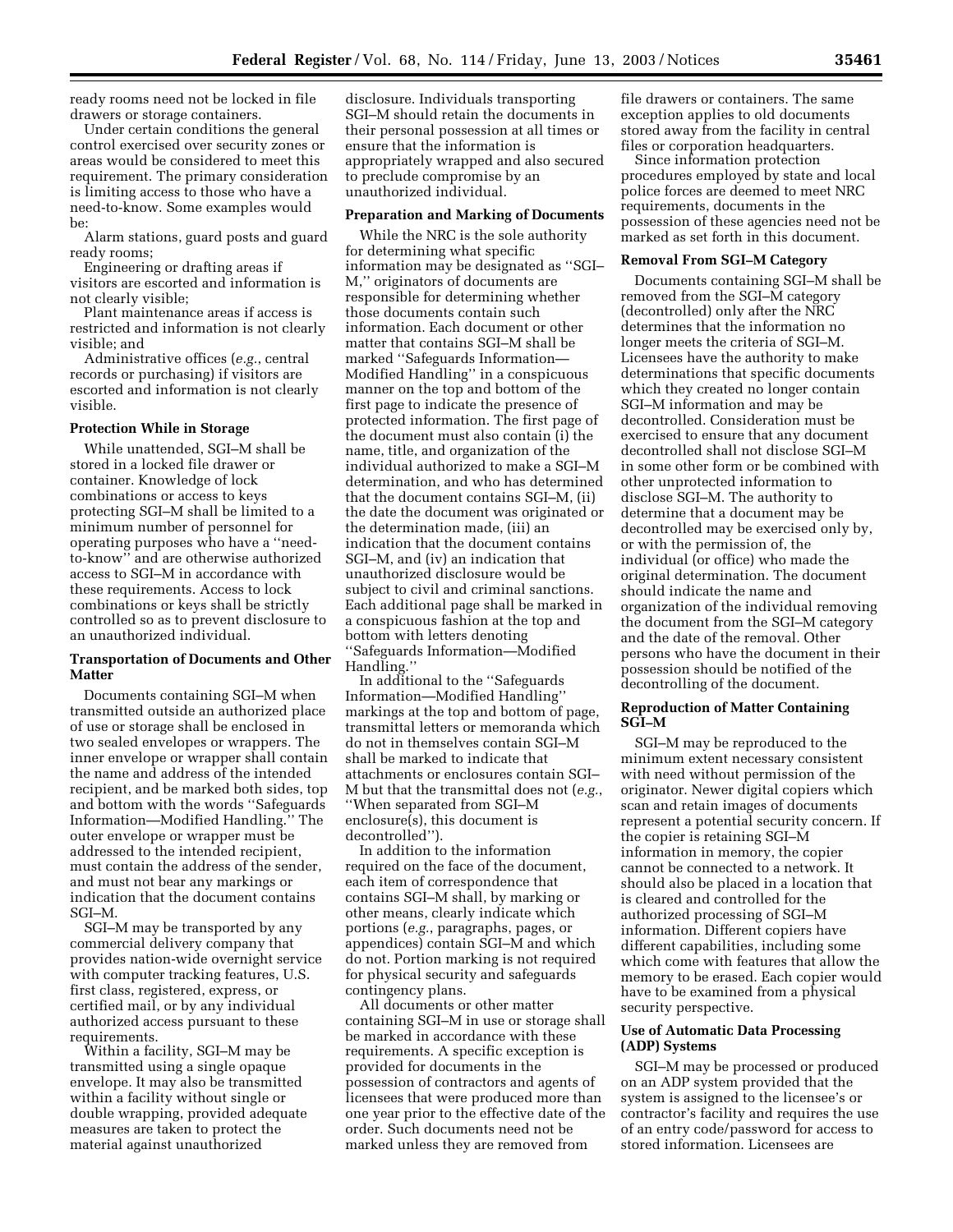ready rooms need not be locked in file drawers or storage containers.

Under certain conditions the general control exercised over security zones or areas would be considered to meet this requirement. The primary consideration is limiting access to those who have a need-to-know. Some examples would be:

Alarm stations, guard posts and guard ready rooms;

Engineering or drafting areas if visitors are escorted and information is not clearly visible;

Plant maintenance areas if access is restricted and information is not clearly visible; and

Administrative offices (*e.g.*, central records or purchasing) if visitors are escorted and information is not clearly visible.

**Protection While in Storage**

While unattended, SGI–M shall be stored in a locked file drawer or container. Knowledge of lock combinations or access to keys protecting SGI–M shall be limited to a minimum number of personnel for operating purposes who have a ''need-to-know'' and are otherwise authorized access to SGI–M in accordance with these requirements. Access to lock combinations or keys shall be strictly controlled so as to prevent disclosure to an unauthorized individual.

**Transportation of Documents and Other Matter**

Documents containing SGI–M when transmitted outside an authorized place of use or storage shall be enclosed in two sealed envelopes or wrappers. The inner envelope or wrapper shall contain the name and address of the intended recipient, and be marked both sides, top and bottom with the words ''Safeguards Information—Modified Handling.'' The outer envelope or wrapper must be addressed to the intended recipient, must contain the address of the sender, and must not bear any markings or indication that the document contains SGI–M.

SGI–M may be transported by any commercial delivery company that provides nation-wide overnight service with computer tracking features, U.S. first class, registered, express, or certified mail, or by any individual authorized access pursuant to these requirements.

Within a facility, SGI–M may be transmitted using a single opaque envelope. It may also be transmitted within a facility without single or double wrapping, provided adequate measures are taken to protect the material against unauthorized disclosure. Individuals transporting SGI–M should retain the documents in their personal possession at all times or ensure that the information is appropriately wrapped and also secured to preclude compromise by an unauthorized individual.

**Preparation and Marking of Documents**

While the NRC is the sole authority for determining what specific information may be designated as ''SGI–M,'' originators of documents are responsible for determining whether those documents contain such information. Each document or other matter that contains SGI–M shall be marked ''Safeguards Information—Modified Handling'' in a conspicuous manner on the top and bottom of the first page to indicate the presence of protected information. The first page of the document must also contain (i) the name, title, and organization of the individual authorized to make a SGI–M determination, and who has determined that the document contains SGI–M, (ii) the date the document was originated or the determination made, (iii) an indication that the document contains SGI–M, and (iv) an indication that unauthorized disclosure would be subject to civil and criminal sanctions. Each additional page shall be marked in a conspicuous fashion at the top and bottom with letters denoting ''Safeguards Information—Modified Handling.''

In additional to the ''Safeguards Information—Modified Handling'' markings at the top and bottom of page, transmittal letters or memoranda which do not in themselves contain SGI–M shall be marked to indicate that attachments or enclosures contain SGI–M but that the transmittal does not (*e.g.*, ''When separated from SGI–M enclosure(s), this document is decontrolled'').

In addition to the information required on the face of the document, each item of correspondence that contains SGI–M shall, by marking or other means, clearly indicate which portions (*e.g.*, paragraphs, pages, or appendices) contain SGI–M and which do not. Portion marking is not required for physical security and safeguards contingency plans.

All documents or other matter containing SGI–M in use or storage shall be marked in accordance with these requirements. A specific exception is provided for documents in the possession of contractors and agents of licensees that were produced more than one year prior to the effective date of the order. Such documents need not be marked unless they are removed from file drawers or containers. The same exception applies to old documents stored away from the facility in central files or corporation headquarters.

Since information protection procedures employed by state and local police forces are deemed to meet NRC requirements, documents in the possession of these agencies need not be marked as set forth in this document.

**Removal From SGI–M Category**

Documents containing SGI–M shall be removed from the SGI–M category (decontrolled) only after the NRC determines that the information no longer meets the criteria of SGI–M. Licensees have the authority to make determinations that specific documents which they created no longer contain SGI–M information and may be decontrolled. Consideration must be exercised to ensure that any document decontrolled shall not disclose SGI–M in some other form or be combined with other unprotected information to disclose SGI–M. The authority to determine that a document may be decontrolled may be exercised only by, or with the permission of, the individual (or office) who made the original determination. The document should indicate the name and organization of the individual removing the document from the SGI–M category and the date of the removal. Other persons who have the document in their possession should be notified of the decontrolling of the document.

**Reproduction of Matter Containing SGI–M**

SGI–M may be reproduced to the minimum extent necessary consistent with need without permission of the originator. Newer digital copiers which scan and retain images of documents represent a potential security concern. If the copier is retaining SGI–M information in memory, the copier cannot be connected to a network. It should also be placed in a location that is cleared and controlled for the authorized processing of SGI–M information. Different copiers have different capabilities, including some which come with features that allow the memory to be erased. Each copier would have to be examined from a physical security perspective.

**Use of Automatic Data Processing (ADP) Systems**

SGI–M may be processed or produced on an ADP system provided that the system is assigned to the licensee's or contractor's facility and requires the use of an entry code/password for access to stored information. Licensees are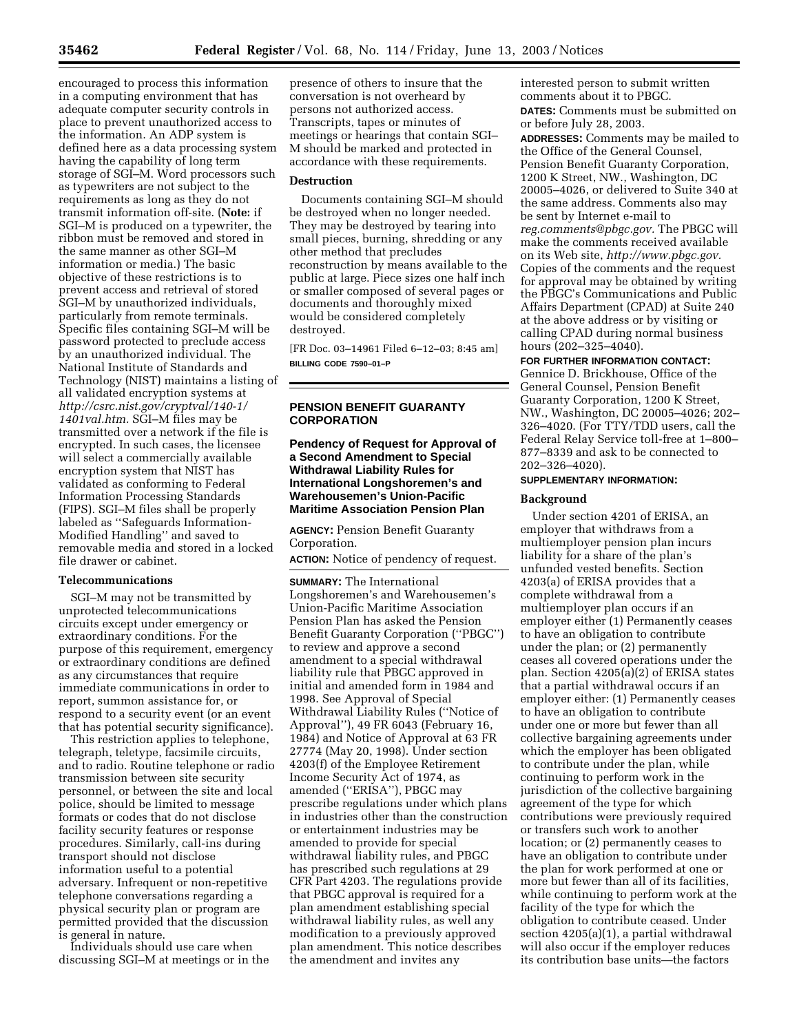encouraged to process this information in a computing environment that has adequate computer security controls in place to prevent unauthorized access to the information. An ADP system is defined here as a data processing system having the capability of long term storage of SGI–M. Word processors such as typewriters are not subject to the requirements as long as they do not transmit information off-site. (**Note:** if SGI–M is produced on a typewriter, the ribbon must be removed and stored in the same manner as other SGI–M information or media.) The basic objective of these restrictions is to prevent access and retrieval of stored SGI–M by unauthorized individuals, particularly from remote terminals. Specific files containing SGI–M will be password protected to preclude access by an unauthorized individual. The National Institute of Standards and Technology (NIST) maintains a listing of all validated encryption systems at *http://csrc.nist.gov/cryptval/140-1/1401val.htm.* SGI–M files may be transmitted over a network if the file is encrypted. In such cases, the licensee will select a commercially available encryption system that NIST has validated as conforming to Federal Information Processing Standards (FIPS). SGI–M files shall be properly labeled as ''Safeguards Information-Modified Handling'' and saved to removable media and stored in a locked file drawer or cabinet.

### Telecommunications

SGI–M may not be transmitted by unprotected telecommunications circuits except under emergency or extraordinary conditions. For the purpose of this requirement, emergency or extraordinary conditions are defined as any circumstances that require immediate communications in order to report, summon assistance for, or respond to a security event (or an event that has potential security significance).

This restriction applies to telephone, telegraph, teletype, facsimile circuits, and to radio. Routine telephone or radio transmission between site security personnel, or between the site and local police, should be limited to message formats or codes that do not disclose facility security features or response procedures. Similarly, call-ins during transport should not disclose information useful to a potential adversary. Infrequent or non-repetitive telephone conversations regarding a physical security plan or program are permitted provided that the discussion is general in nature.

Individuals should use care when discussing SGI–M at meetings or in the presence of others to insure that the conversation is not overheard by persons not authorized access. Transcripts, tapes or minutes of meetings or hearings that contain SGI–M should be marked and protected in accordance with these requirements.

### Destruction

Documents containing SGI–M should be destroyed when no longer needed. They may be destroyed by tearing into small pieces, burning, shredding or any other method that precludes reconstruction by means available to the public at large. Piece sizes one half inch or smaller composed of several pages or documents and thoroughly mixed would be considered completely destroyed.

[FR Doc. 03–14961 Filed 6–12–03; 8:45 am]

**BILLING CODE 7590–01–P**

## PENSION BENEFIT GUARANTY CORPORATION

## Pendency of Request for Approval of a Second Amendment to Special Withdrawal Liability Rules for International Longshoremen's and Warehousemen's Union-Pacific Maritime Association Pension Plan

**AGENCY:** Pension Benefit Guaranty Corporation.

**ACTION:** Notice of pendency of request.

**SUMMARY:** The International Longshoremen's and Warehousemen's Union-Pacific Maritime Association Pension Plan has asked the Pension Benefit Guaranty Corporation (''PBGC'') to review and approve a second amendment to a special withdrawal liability rule that PBGC approved in initial and amended form in 1984 and 1998. See Approval of Special Withdrawal Liability Rules (''Notice of Approval''), 49 FR 6043 (February 16, 1984) and Notice of Approval at 63 FR 27774 (May 20, 1998). Under section 4203(f) of the Employee Retirement Income Security Act of 1974, as amended (''ERISA''), PBGC may prescribe regulations under which plans in industries other than the construction or entertainment industries may be amended to provide for special withdrawal liability rules, and PBGC has prescribed such regulations at 29 CFR Part 4203. The regulations provide that PBGC approval is required for a plan amendment establishing special withdrawal liability rules, as well any modification to a previously approved plan amendment. This notice describes the amendment and invites any interested person to submit written comments about it to PBGC.

**DATES:** Comments must be submitted on or before July 28, 2003.

**ADDRESSES:** Comments may be mailed to the Office of the General Counsel, Pension Benefit Guaranty Corporation, 1200 K Street, NW., Washington, DC 20005–4026, or delivered to Suite 340 at the same address. Comments also may be sent by Internet e-mail to *reg.comments@pbgc.gov.* The PBGC will make the comments received available on its Web site, *http://www.pbgc.gov.* Copies of the comments and the request for approval may be obtained by writing the PBGC's Communications and Public Affairs Department (CPAD) at Suite 240 at the above address or by visiting or calling CPAD during normal business hours (202–325–4040).

**FOR FURTHER INFORMATION CONTACT:** Gennice D. Brickhouse, Office of the General Counsel, Pension Benefit Guaranty Corporation, 1200 K Street, NW., Washington, DC 20005–4026; 202–326–4020. (For TTY/TDD users, call the Federal Relay Service toll-free at 1–800–877–8339 and ask to be connected to 202–326–4020).

**SUPPLEMENTARY INFORMATION:**

### Background

Under section 4201 of ERISA, an employer that withdraws from a multiemployer pension plan incurs liability for a share of the plan's unfunded vested benefits. Section 4203(a) of ERISA provides that a complete withdrawal from a multiemployer plan occurs if an employer either (1) Permanently ceases to have an obligation to contribute under the plan; or (2) permanently ceases all covered operations under the plan. Section 4205(a)(2) of ERISA states that a partial withdrawal occurs if an employer either: (1) Permanently ceases to have an obligation to contribute under one or more but fewer than all collective bargaining agreements under which the employer has been obligated to contribute under the plan, while continuing to perform work in the jurisdiction of the collective bargaining agreement of the type for which contributions were previously required or transfers such work to another location; or (2) permanently ceases to have an obligation to contribute under the plan for work performed at one or more but fewer than all of its facilities, while continuing to perform work at the facility of the type for which the obligation to contribute ceased. Under section 4205(a)(1), a partial withdrawal will also occur if the employer reduces its contribution base units—the factors